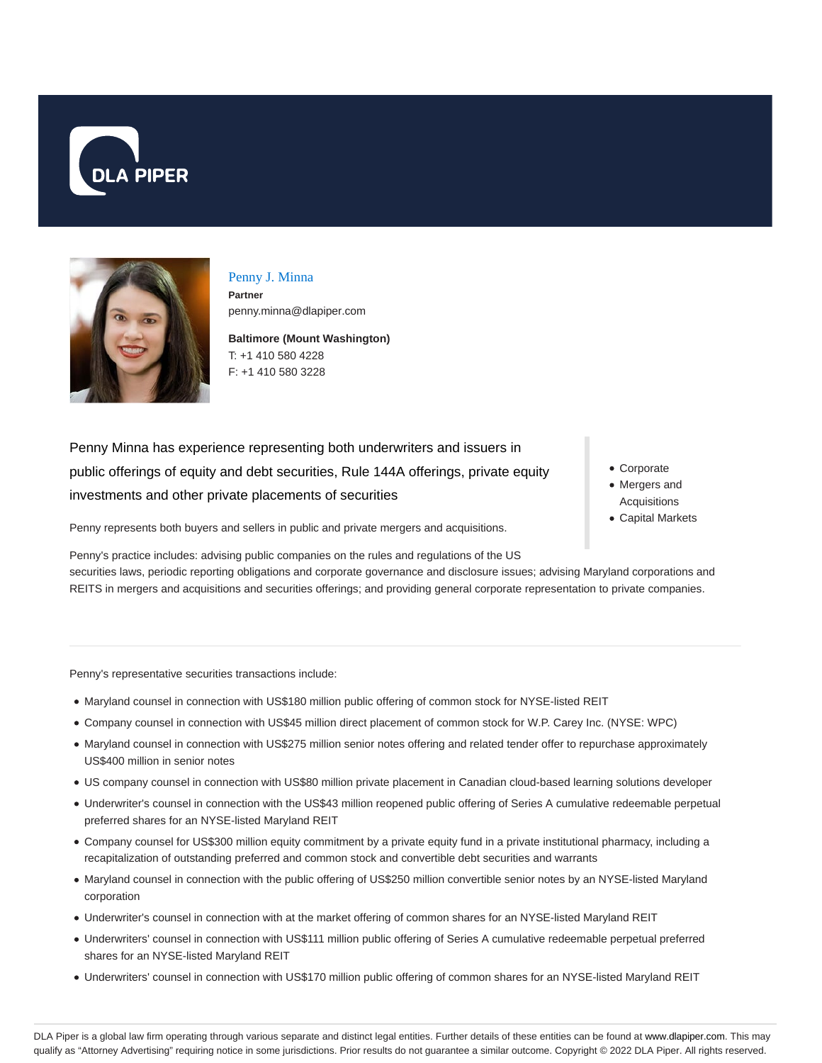DLA PIPER

# Penny J. Minna

**Partner**
penny.minna@dlapiper.com

**Baltimore (Mount Washington)**
T: +1 410 580 4228
F: +1 410 580 3228

Penny Minna has experience representing both underwriters and issuers in public offerings of equity and debt securities, Rule 144A offerings, private equity investments and other private placements of securities

- Corporate
- Mergers and Acquisitions
- Capital Markets

Penny represents both buyers and sellers in public and private mergers and acquisitions.

Penny's practice includes: advising public companies on the rules and regulations of the US securities laws, periodic reporting obligations and corporate governance and disclosure issues; advising Maryland corporations and REITS in mergers and acquisitions and securities offerings; and providing general corporate representation to private companies.

Penny's representative securities transactions include:

- Maryland counsel in connection with US$180 million public offering of common stock for NYSE-listed REIT
- Company counsel in connection with US$45 million direct placement of common stock for W.P. Carey Inc. (NYSE: WPC)
- Maryland counsel in connection with US$275 million senior notes offering and related tender offer to repurchase approximately US$400 million in senior notes
- US company counsel in connection with US$80 million private placement in Canadian cloud-based learning solutions developer
- Underwriter's counsel in connection with the US$43 million reopened public offering of Series A cumulative redeemable perpetual preferred shares for an NYSE-listed Maryland REIT
- Company counsel for US$300 million equity commitment by a private equity fund in a private institutional pharmacy, including a recapitalization of outstanding preferred and common stock and convertible debt securities and warrants
- Maryland counsel in connection with the public offering of US$250 million convertible senior notes by an NYSE-listed Maryland corporation
- Underwriter's counsel in connection with at the market offering of common shares for an NYSE-listed Maryland REIT
- Underwriters' counsel in connection with US$111 million public offering of Series A cumulative redeemable perpetual preferred shares for an NYSE-listed Maryland REIT
- Underwriters' counsel in connection with US$170 million public offering of common shares for an NYSE-listed Maryland REIT

DLA Piper is a global law firm operating through various separate and distinct legal entities. Further details of these entities can be found at www.dlapiper.com. This may qualify as "Attorney Advertising" requiring notice in some jurisdictions. Prior results do not guarantee a similar outcome. Copyright © 2022 DLA Piper. All rights reserved.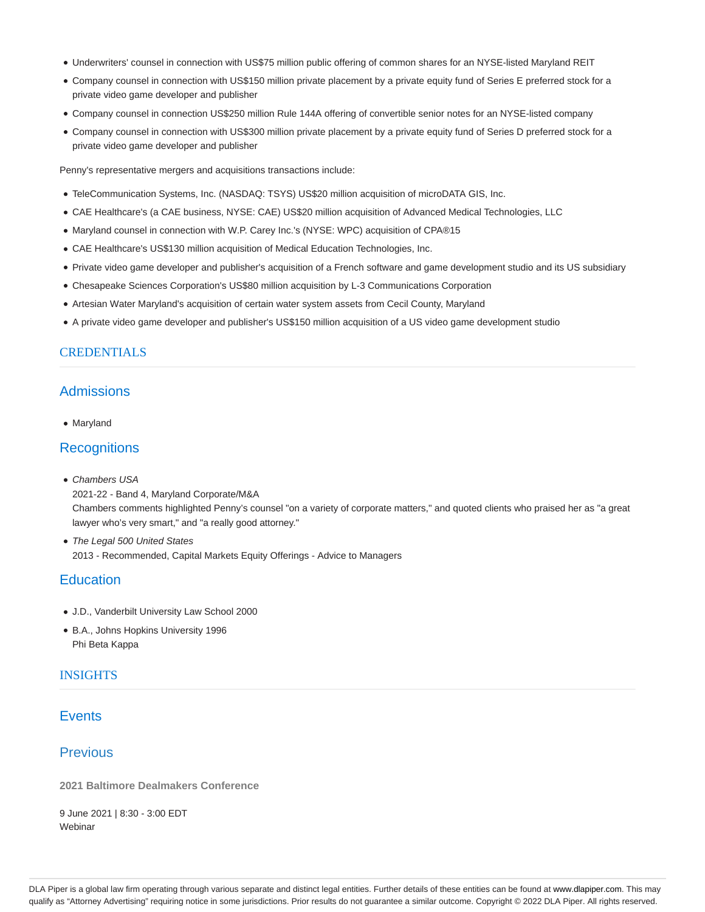- Underwriters' counsel in connection with US$75 million public offering of common shares for an NYSE-listed Maryland REIT
- Company counsel in connection with US$150 million private placement by a private equity fund of Series E preferred stock for a private video game developer and publisher
- Company counsel in connection US$250 million Rule 144A offering of convertible senior notes for an NYSE-listed company
- Company counsel in connection with US$300 million private placement by a private equity fund of Series D preferred stock for a private video game developer and publisher

Penny's representative mergers and acquisitions transactions include:

- TeleCommunication Systems, Inc. (NASDAQ: TSYS) US$20 million acquisition of microDATA GIS, Inc.
- CAE Healthcare's (a CAE business, NYSE: CAE) US$20 million acquisition of Advanced Medical Technologies, LLC
- Maryland counsel in connection with W.P. Carey Inc.'s (NYSE: WPC) acquisition of CPA®15
- CAE Healthcare's US$130 million acquisition of Medical Education Technologies, Inc.
- Private video game developer and publisher's acquisition of a French software and game development studio and its US subsidiary
- Chesapeake Sciences Corporation's US$80 million acquisition by L-3 Communications Corporation
- Artesian Water Maryland's acquisition of certain water system assets from Cecil County, Maryland
- A private video game developer and publisher's US$150 million acquisition of a US video game development studio

## CREDENTIALS

### Admissions

- Maryland

### Recognitions

- *Chambers USA*
  2021-22 - Band 4, Maryland Corporate/M&A
  Chambers comments highlighted Penny's counsel "on a variety of corporate matters," and quoted clients who praised her as "a great lawyer who's very smart," and "a really good attorney."
- *The Legal 500 United States*
  2013 - Recommended, Capital Markets Equity Offerings - Advice to Managers

### Education

- J.D., Vanderbilt University Law School 2000
- B.A., Johns Hopkins University 1996
  Phi Beta Kappa

## INSIGHTS

### Events

### Previous

**2021 Baltimore Dealmakers Conference**

9 June 2021 | 8:30 - 3:00 EDT
Webinar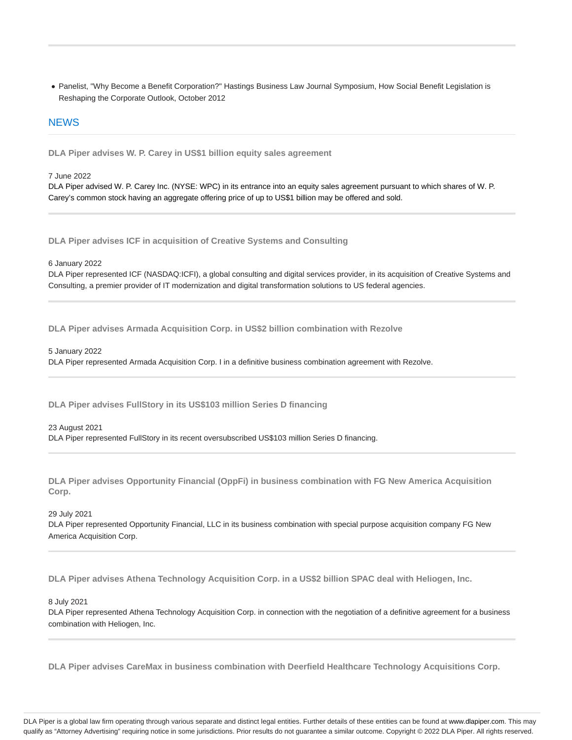- Panelist, "Why Become a Benefit Corporation?" Hastings Business Law Journal Symposium, How Social Benefit Legislation is Reshaping the Corporate Outlook, October 2012

## NEWS

**DLA Piper advises W. P. Carey in US$1 billion equity sales agreement**

7 June 2022

DLA Piper advised W. P. Carey Inc. (NYSE: WPC) in its entrance into an equity sales agreement pursuant to which shares of W. P. Carey's common stock having an aggregate offering price of up to US$1 billion may be offered and sold.

**DLA Piper advises ICF in acquisition of Creative Systems and Consulting**

6 January 2022

DLA Piper represented ICF (NASDAQ:ICFI), a global consulting and digital services provider, in its acquisition of Creative Systems and Consulting, a premier provider of IT modernization and digital transformation solutions to US federal agencies.

**DLA Piper advises Armada Acquisition Corp. in US$2 billion combination with Rezolve**

5 January 2022

DLA Piper represented Armada Acquisition Corp. I in a definitive business combination agreement with Rezolve.

**DLA Piper advises FullStory in its US$103 million Series D financing**

23 August 2021

DLA Piper represented FullStory in its recent oversubscribed US$103 million Series D financing.

**DLA Piper advises Opportunity Financial (OppFi) in business combination with FG New America Acquisition Corp.**

29 July 2021

DLA Piper represented Opportunity Financial, LLC in its business combination with special purpose acquisition company FG New America Acquisition Corp.

**DLA Piper advises Athena Technology Acquisition Corp. in a US$2 billion SPAC deal with Heliogen, Inc.**

8 July 2021

DLA Piper represented Athena Technology Acquisition Corp. in connection with the negotiation of a definitive agreement for a business combination with Heliogen, Inc.

**DLA Piper advises CareMax in business combination with Deerfield Healthcare Technology Acquisitions Corp.**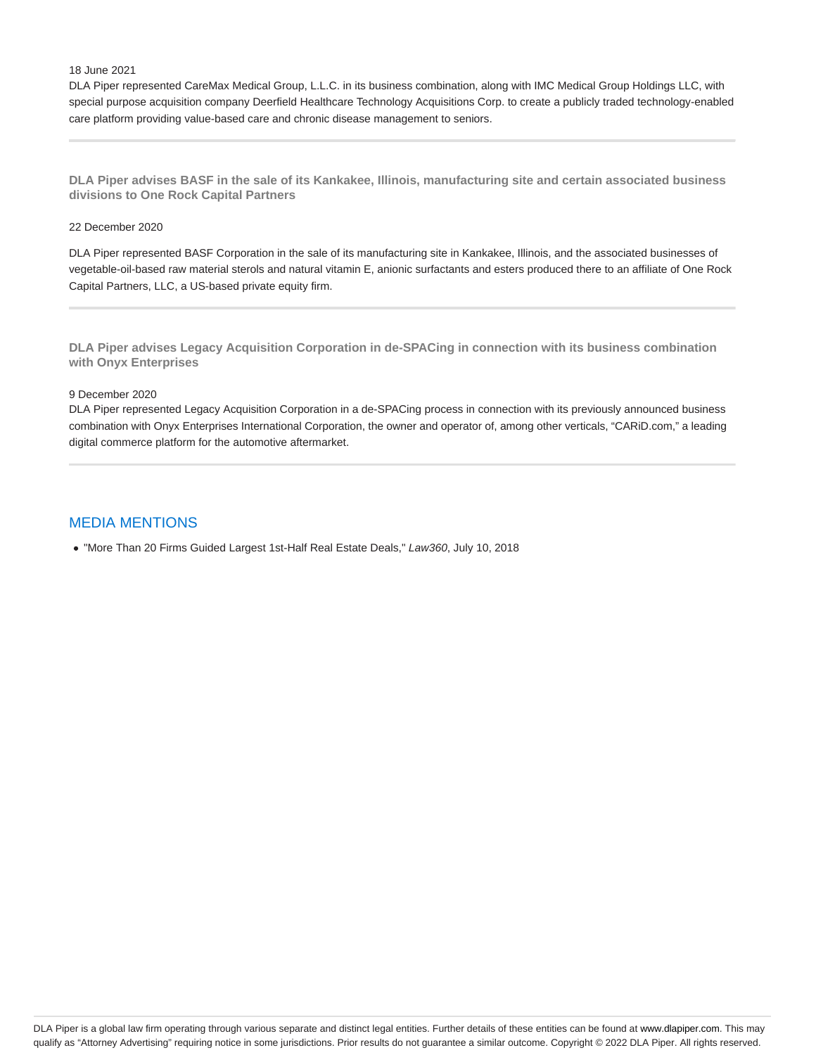18 June 2021

DLA Piper represented CareMax Medical Group, L.L.C. in its business combination, along with IMC Medical Group Holdings LLC, with special purpose acquisition company Deerfield Healthcare Technology Acquisitions Corp. to create a publicly traded technology-enabled care platform providing value-based care and chronic disease management to seniors.

---

### DLA Piper advises BASF in the sale of its Kankakee, Illinois, manufacturing site and certain associated business divisions to One Rock Capital Partners

22 December 2020

DLA Piper represented BASF Corporation in the sale of its manufacturing site in Kankakee, Illinois, and the associated businesses of vegetable-oil-based raw material sterols and natural vitamin E, anionic surfactants and esters produced there to an affiliate of One Rock Capital Partners, LLC, a US-based private equity firm.

---

### DLA Piper advises Legacy Acquisition Corporation in de-SPACing in connection with its business combination with Onyx Enterprises

9 December 2020

DLA Piper represented Legacy Acquisition Corporation in a de-SPACing process in connection with its previously announced business combination with Onyx Enterprises International Corporation, the owner and operator of, among other verticals, "CARiD.com," a leading digital commerce platform for the automotive aftermarket.

---

## MEDIA MENTIONS

- "More Than 20 Firms Guided Largest 1st-Half Real Estate Deals," *Law360*, July 10, 2018

DLA Piper is a global law firm operating through various separate and distinct legal entities. Further details of these entities can be found at www.dlapiper.com. This may qualify as "Attorney Advertising" requiring notice in some jurisdictions. Prior results do not guarantee a similar outcome. Copyright © 2022 DLA Piper. All rights reserved.